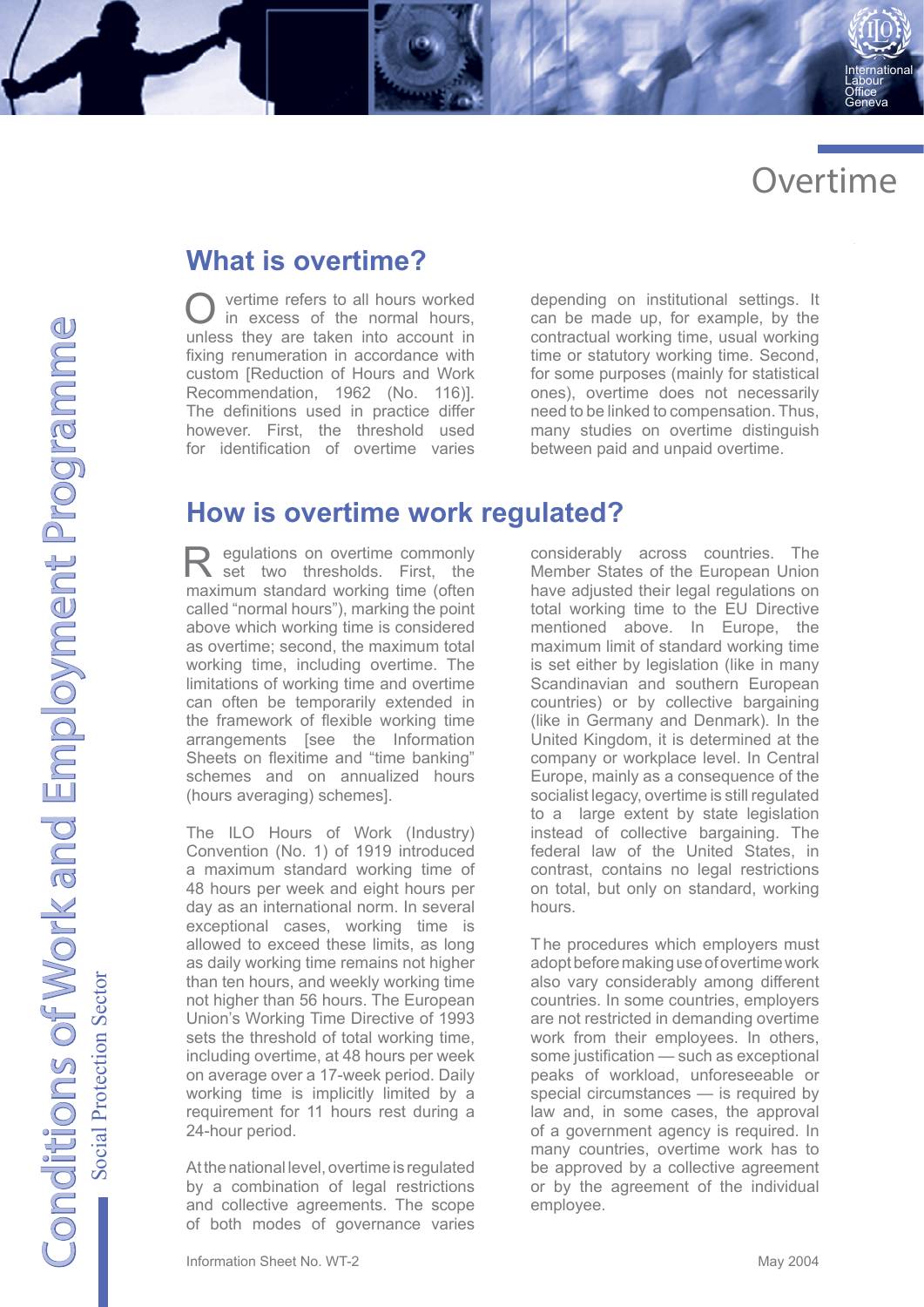# Overtime

## What is overtime?

Overtime refers to all hours worked in excess of the normal hours, unless they are taken into account in fixing renumeration in accordance with custom [Reduction of Hours and Work Recommendation, 1962 (No. 116)]. The definitions used in practice differ however. First, the threshold used for identification of overtime varies depending on institutional settings. It can be made up, for example, by the contractual working time, usual working time or statutory working time. Second, for some purposes (mainly for statistical ones), overtime does not necessarily need to be linked to compensation. Thus, many studies on overtime distinguish between paid and unpaid overtime.

## How is overtime work regulated?

Regulations on overtime commonly set two thresholds. First, the maximum standard working time (often called "normal hours"), marking the point above which working time is considered as overtime; second, the maximum total working time, including overtime. The limitations of working time and overtime can often be temporarily extended in the framework of flexible working time arrangements [see the Information Sheets on flexitime and "time banking" schemes and on annualized hours (hours averaging) schemes].

The ILO Hours of Work (Industry) Convention (No. 1) of 1919 introduced a maximum standard working time of 48 hours per week and eight hours per day as an international norm. In several exceptional cases, working time is allowed to exceed these limits, as long as daily working time remains not higher than ten hours, and weekly working time not higher than 56 hours. The European Union's Working Time Directive of 1993 sets the threshold of total working time, including overtime, at 48 hours per week on average over a 17-week period. Daily working time is implicitly limited by a requirement for 11 hours rest during a 24-hour period.

At the national level, overtime is regulated by a combination of legal restrictions and collective agreements. The scope of both modes of governance varies considerably across countries. The Member States of the European Union have adjusted their legal regulations on total working time to the EU Directive mentioned above. In Europe, the maximum limit of standard working time is set either by legislation (like in many Scandinavian and southern European countries) or by collective bargaining (like in Germany and Denmark). In the United Kingdom, it is determined at the company or workplace level. In Central Europe, mainly as a consequence of the socialist legacy, overtime is still regulated to a large extent by state legislation instead of collective bargaining. The federal law of the United States, in contrast, contains no legal restrictions on total, but only on standard, working hours.

The procedures which employers must adopt before making use of overtime work also vary considerably among different countries. In some countries, employers are not restricted in demanding overtime work from their employees. In others, some justification — such as exceptional peaks of workload, unforeseeable or special circumstances — is required by law and, in some cases, the approval of a government agency is required. In many countries, overtime work has to be approved by a collective agreement or by the agreement of the individual employee.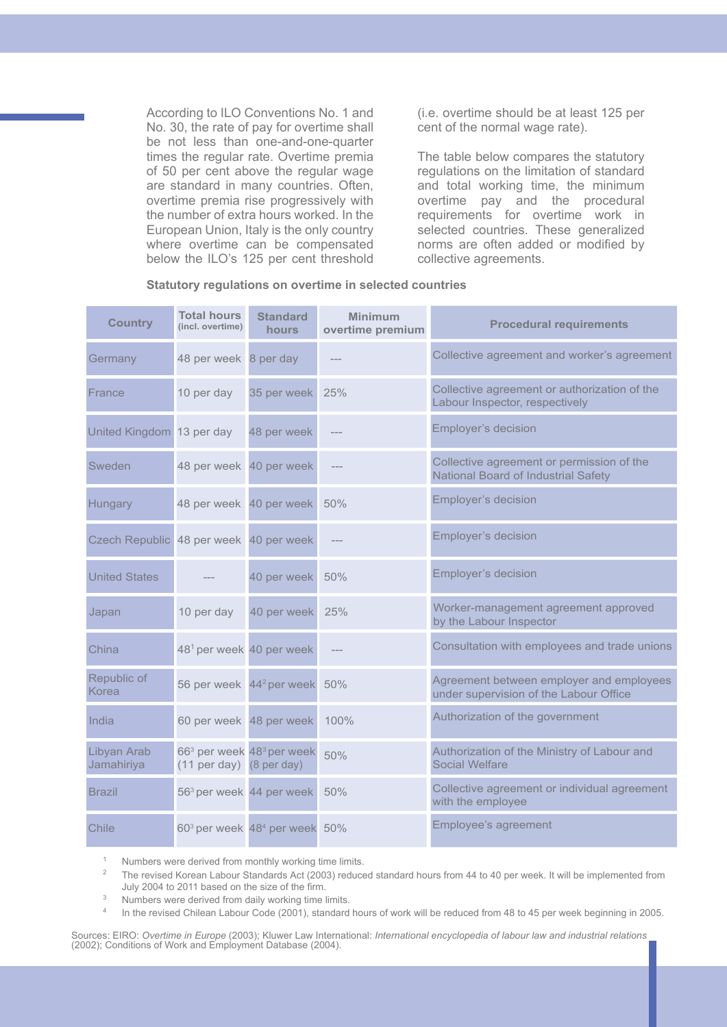According to ILO Conventions No. 1 and No. 30, the rate of pay for overtime shall be not less than one-and-one-quarter times the regular rate. Overtime premia of 50 per cent above the regular wage are standard in many countries. Often, overtime premia rise progressively with the number of extra hours worked. In the European Union, Italy is the only country where overtime can be compensated below the ILO's 125 per cent threshold (i.e. overtime should be at least 125 per cent of the normal wage rate).

The table below compares the statutory regulations on the limitation of standard and total working time, the minimum overtime pay and the procedural requirements for overtime work in selected countries. These generalized norms are often added or modified by collective agreements.

**Statutory regulations on overtime in selected countries**

| Country | Total hours (incl. overtime) | Standard hours | Minimum overtime premium | Procedural requirements |
|---|---|---|---|---|
| Germany | 48 per week | 8 per day | --- | Collective agreement and worker's agreement |
| France | 10 per day | 35 per week | 25% | Collective agreement or authorization of the Labour Inspector, respectively |
| United Kingdom | 13 per day | 48 per week | --- | Employer's decision |
| Sweden | 48 per week | 40 per week | --- | Collective agreement or permission of the National Board of Industrial Safety |
| Hungary | 48 per week | 40 per week | 50% | Employer's decision |
| Czech Republic | 48 per week | 40 per week | --- | Employer's decision |
| United States | --- | 40 per week | 50% | Employer's decision |
| Japan | 10 per day | 40 per week | 25% | Worker-management agreement approved by the Labour Inspector |
| China | 48[1] per week | 40 per week | --- | Consultation with employees and trade unions |
| Republic of Korea | 56 per week | 44[2] per week | 50% | Agreement between employer and employees under supervision of the Labour Office |
| India | 60 per week | 48 per week | 100% | Authorization of the government |
| Libyan Arab Jamahiriya | 66[3] per week (11 per day) | 48[3] per week (8 per day) | 50% | Authorization of the Ministry of Labour and Social Welfare |
| Brazil | 56[3] per week | 44 per week | 50% | Collective agreement or individual agreement with the employee |
| Chile | 60[3] per week | 48[4] per week | 50% | Employee's agreement |

[1] Numbers were derived from monthly working time limits.

[2] The revised Korean Labour Standards Act (2003) reduced standard hours from 44 to 40 per week. It will be implemented from July 2004 to 2011 based on the size of the firm.

[3] Numbers were derived from daily working time limits.

[4] In the revised Chilean Labour Code (2001), standard hours of work will be reduced from 48 to 45 per week beginning in 2005.

Sources: EIRO: *Overtime in Europe* (2003); Kluwer Law International: *International encyclopedia of labour law and industrial relations* (2002); Conditions of Work and Employment Database (2004).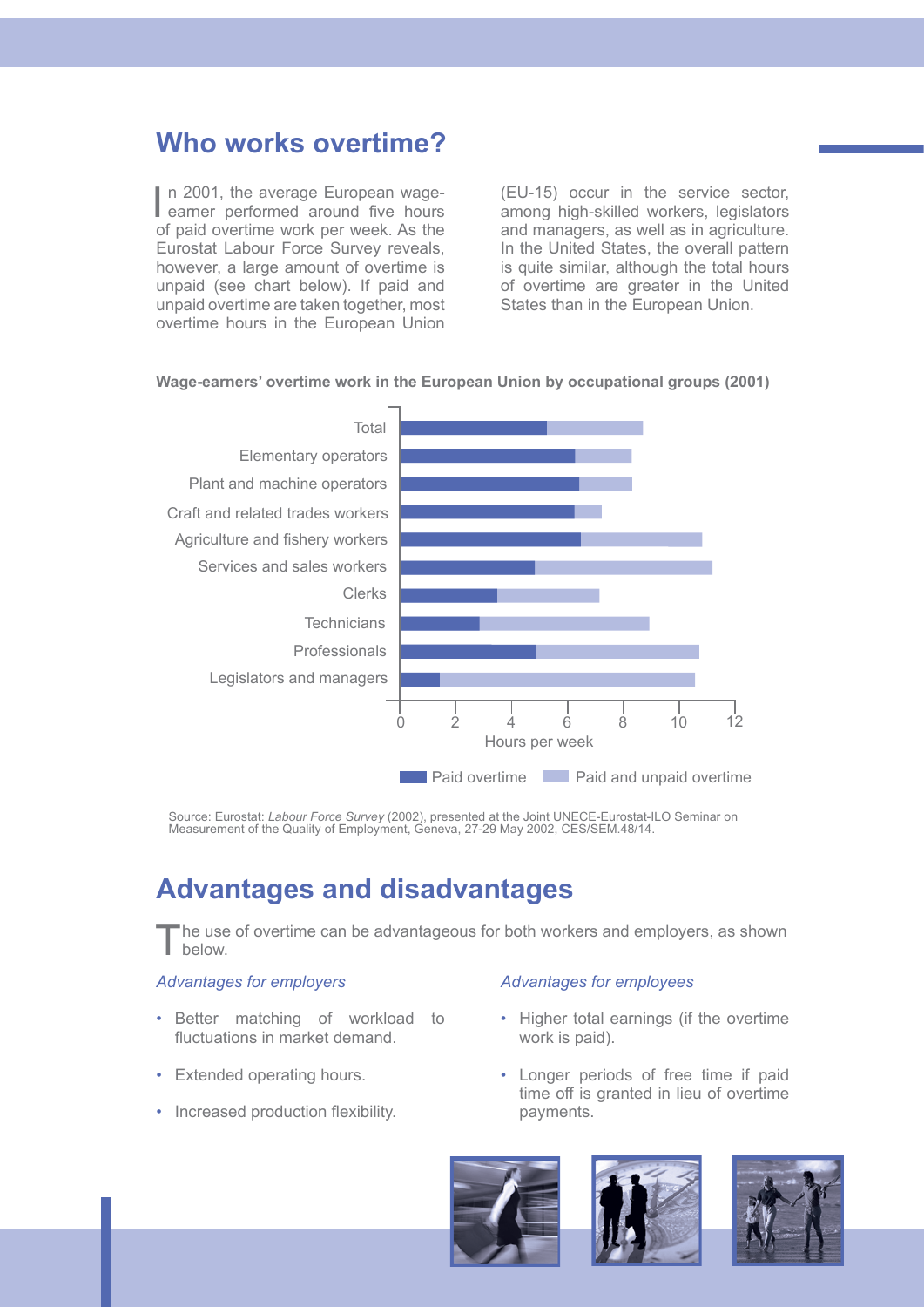# Who works overtime?

In 2001, the average European wage-earner performed around five hours of paid overtime work per week. As the Eurostat Labour Force Survey reveals, however, a large amount of overtime is unpaid (see chart below). If paid and unpaid overtime are taken together, most overtime hours in the European Union (EU-15) occur in the service sector, among high-skilled workers, legislators and managers, as well as in agriculture. In the United States, the overall pattern is quite similar, although the total hours of overtime are greater in the United States than in the European Union.

**Wage-earners' overtime work in the European Union by occupational groups (2001)**

Source: Eurostat: *Labour Force Survey* (2002), presented at the Joint UNECE-Eurostat-ILO Seminar on Measurement of the Quality of Employment, Geneva, 27-29 May 2002, CES/SEM.48/14.

# Advantages and disadvantages

The use of overtime can be advantageous for both workers and employers, as shown below.

*Advantages for employers*

- Better matching of workload to fluctuations in market demand.
- Extended operating hours.
- Increased production flexibility.

*Advantages for employees*

- Higher total earnings (if the overtime work is paid).
- Longer periods of free time if paid time off is granted in lieu of overtime payments.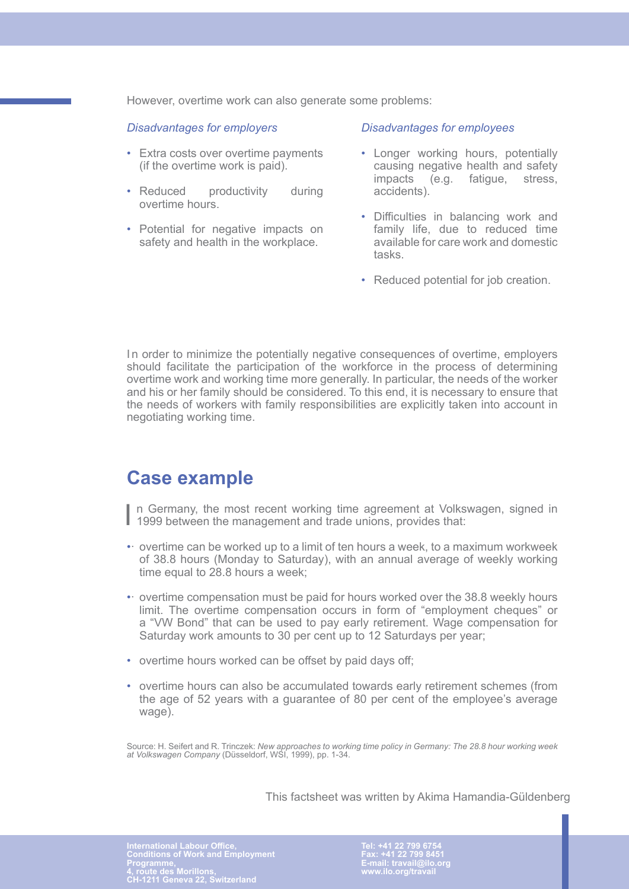However, overtime work can also generate some problems:

*Disadvantages for employers*

- Extra costs over overtime payments (if the overtime work is paid).
- Reduced productivity during overtime hours.
- Potential for negative impacts on safety and health in the workplace.

*Disadvantages for employees*

- Longer working hours, potentially causing negative health and safety impacts (e.g. fatigue, stress, accidents).
- Difficulties in balancing work and family life, due to reduced time available for care work and domestic tasks.
- Reduced potential for job creation.

In order to minimize the potentially negative consequences of overtime, employers should facilitate the participation of the workforce in the process of determining overtime work and working time more generally. In particular, the needs of the worker and his or her family should be considered. To this end, it is necessary to ensure that the needs of workers with family responsibilities are explicitly taken into account in negotiating working time.

## Case example

In Germany, the most recent working time agreement at Volkswagen, signed in 1999 between the management and trade unions, provides that:

- overtime can be worked up to a limit of ten hours a week, to a maximum workweek of 38.8 hours (Monday to Saturday), with an annual average of weekly working time equal to 28.8 hours a week;
- overtime compensation must be paid for hours worked over the 38.8 weekly hours limit. The overtime compensation occurs in form of “employment cheques” or a “VW Bond” that can be used to pay early retirement. Wage compensation for Saturday work amounts to 30 per cent up to 12 Saturdays per year;
- overtime hours worked can be offset by paid days off;
- overtime hours can also be accumulated towards early retirement schemes (from the age of 52 years with a guarantee of 80 per cent of the employee’s average wage).

Source: H. Seifert and R. Trinczek: *New approaches to working time policy in Germany: The 28.8 hour working week at Volkswagen Company* (Düsseldorf, WSI, 1999), pp. 1-34.

This factsheet was written by Akima Hamandia-Güldenberg

International Labour Office,
Conditions of Work and Employment Programme,
4, route des Morillons,
CH-1211 Geneva 22, Switzerland

Tel: +41 22 799 6754
Fax: +41 22 799 8451
E-mail: travail@ilo.org
www.ilo.org/travail